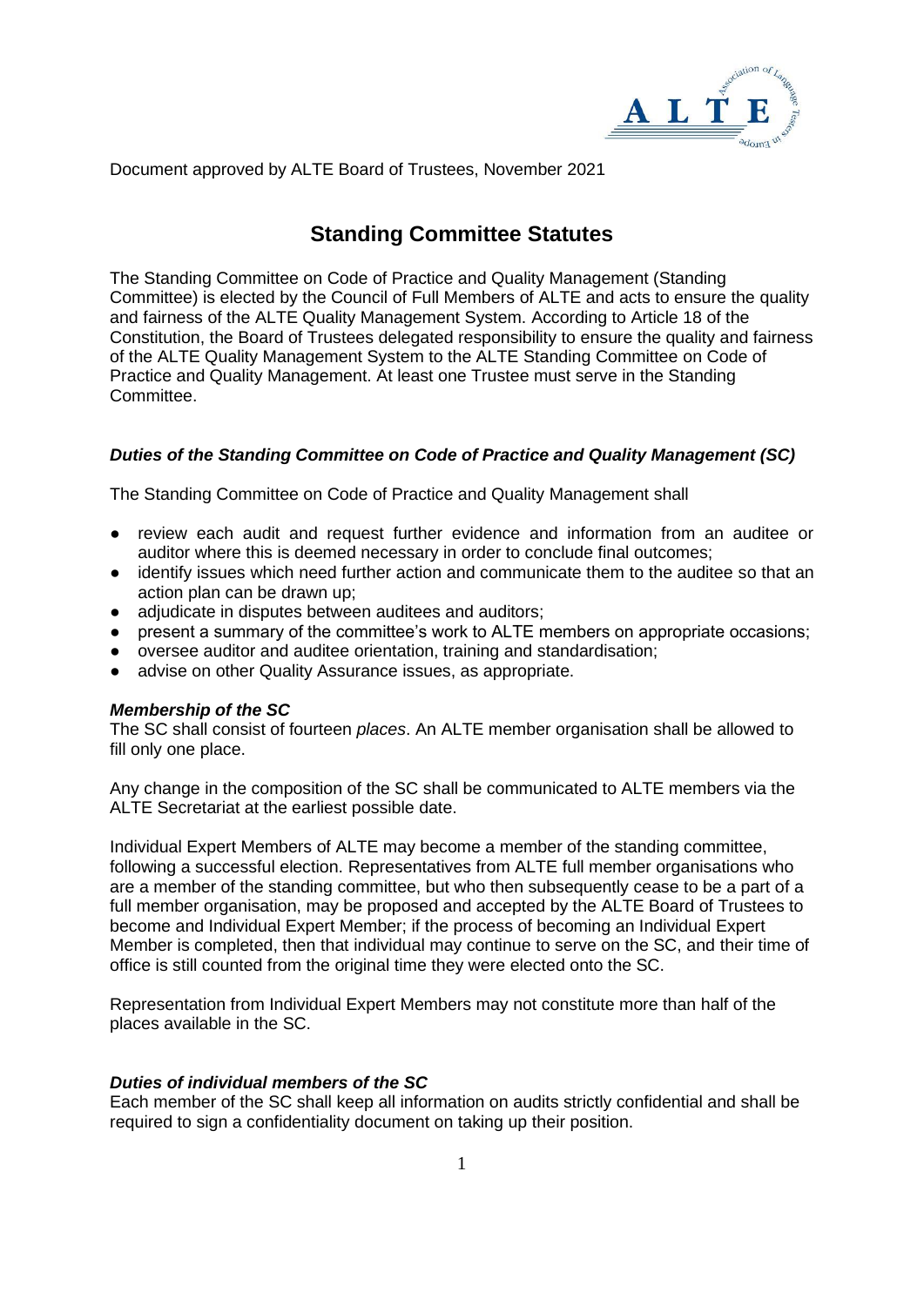Document approved by ALTE Board of Trustees, November 2021

# Standing Committee Statutes

The Standing Committee on Code of Practice and Quality Management (Standing Committee) is elected by the Council of Full Members of ALTE and acts to ensure the quality and fairness of the ALTE Quality Management System. According to Article 18 of the Constitution, the Board of Trustees delegated responsibility to ensure the quality and fairness of the ALTE Quality Management System to the ALTE Standing Committee on Code of Practice and Quality Management. At least one Trustee must serve in the Standing Committee.

### *Duties of the Standing Committee on Code of Practice and Quality Management (SC)*

The Standing Committee on Code of Practice and Quality Management shall

- review each audit and request further evidence and information from an auditee or auditor where this is deemed necessary in order to conclude final outcomes;
- identify issues which need further action and communicate them to the auditee so that an action plan can be drawn up;
- adjudicate in disputes between auditees and auditors;
- present a summary of the committee's work to ALTE members on appropriate occasions;
- oversee auditor and auditee orientation, training and standardisation;
- advise on other Quality Assurance issues, as appropriate.

### *Membership of the SC*

The SC shall consist of fourteen *places*. An ALTE member organisation shall be allowed to fill only one place.

Any change in the composition of the SC shall be communicated to ALTE members via the ALTE Secretariat at the earliest possible date.

Individual Expert Members of ALTE may become a member of the standing committee, following a successful election. Representatives from ALTE full member organisations who are a member of the standing committee, but who then subsequently cease to be a part of a full member organisation, may be proposed and accepted by the ALTE Board of Trustees to become and Individual Expert Member; if the process of becoming an Individual Expert Member is completed, then that individual may continue to serve on the SC, and their time of office is still counted from the original time they were elected onto the SC.

Representation from Individual Expert Members may not constitute more than half of the places available in the SC.

### *Duties of individual members of the SC*

Each member of the SC shall keep all information on audits strictly confidential and shall be required to sign a confidentiality document on taking up their position.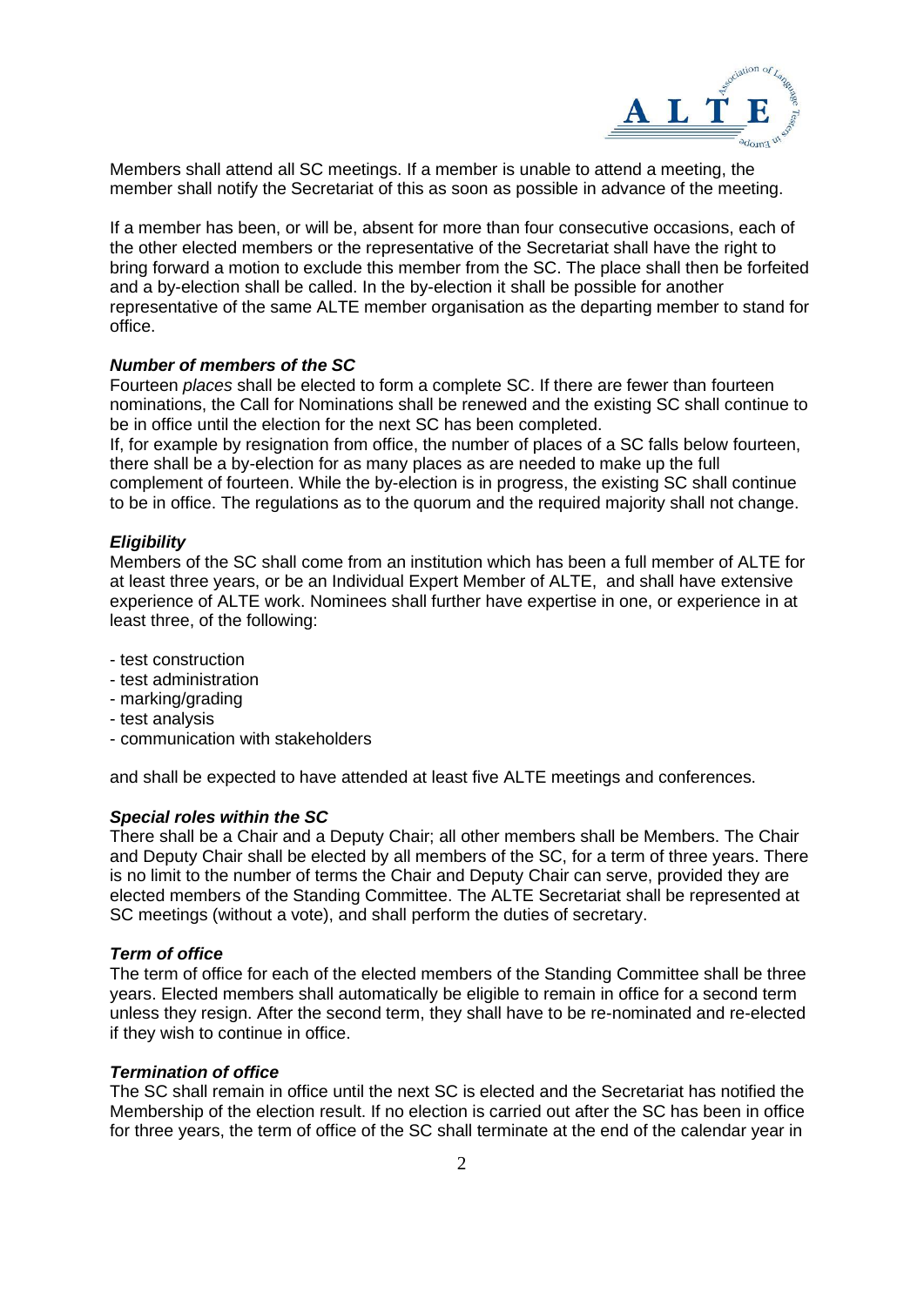Members shall attend all SC meetings. If a member is unable to attend a meeting, the member shall notify the Secretariat of this as soon as possible in advance of the meeting.

If a member has been, or will be, absent for more than four consecutive occasions, each of the other elected members or the representative of the Secretariat shall have the right to bring forward a motion to exclude this member from the SC. The place shall then be forfeited and a by-election shall be called. In the by-election it shall be possible for another representative of the same ALTE member organisation as the departing member to stand for office.

### ***Number of members of the SC***

Fourteen *places* shall be elected to form a complete SC. If there are fewer than fourteen nominations, the Call for Nominations shall be renewed and the existing SC shall continue to be in office until the election for the next SC has been completed.

If, for example by resignation from office, the number of places of a SC falls below fourteen, there shall be a by-election for as many places as are needed to make up the full complement of fourteen. While the by-election is in progress, the existing SC shall continue to be in office. The regulations as to the quorum and the required majority shall not change.

### ***Eligibility***

Members of the SC shall come from an institution which has been a full member of ALTE for at least three years, or be an Individual Expert Member of ALTE, and shall have extensive experience of ALTE work. Nominees shall further have expertise in one, or experience in at least three, of the following:

- test construction
- test administration
- marking/grading
- test analysis
- communication with stakeholders

and shall be expected to have attended at least five ALTE meetings and conferences.

### ***Special roles within the SC***

There shall be a Chair and a Deputy Chair; all other members shall be Members. The Chair and Deputy Chair shall be elected by all members of the SC, for a term of three years. There is no limit to the number of terms the Chair and Deputy Chair can serve, provided they are elected members of the Standing Committee. The ALTE Secretariat shall be represented at SC meetings (without a vote), and shall perform the duties of secretary.

### ***Term of office***

The term of office for each of the elected members of the Standing Committee shall be three years. Elected members shall automatically be eligible to remain in office for a second term unless they resign. After the second term, they shall have to be re-nominated and re-elected if they wish to continue in office.

### ***Termination of office***

The SC shall remain in office until the next SC is elected and the Secretariat has notified the Membership of the election result. If no election is carried out after the SC has been in office for three years, the term of office of the SC shall terminate at the end of the calendar year in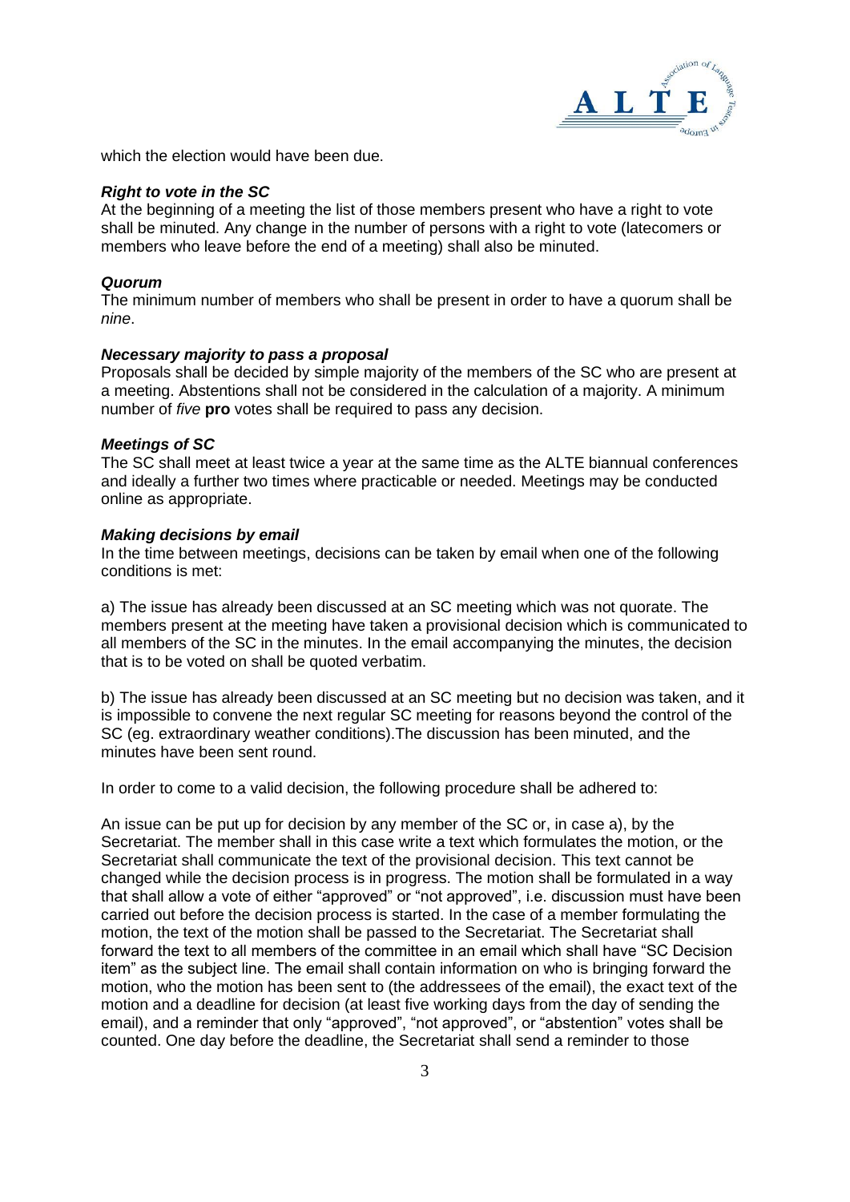which the election would have been due.

***Right to vote in the SC***

At the beginning of a meeting the list of those members present who have a right to vote shall be minuted. Any change in the number of persons with a right to vote (latecomers or members who leave before the end of a meeting) shall also be minuted.

***Quorum***

The minimum number of members who shall be present in order to have a quorum shall be *nine*.

***Necessary majority to pass a proposal***

Proposals shall be decided by simple majority of the members of the SC who are present at a meeting. Abstentions shall not be considered in the calculation of a majority. A minimum number of *five* **pro** votes shall be required to pass any decision.

***Meetings of SC***

The SC shall meet at least twice a year at the same time as the ALTE biannual conferences and ideally a further two times where practicable or needed. Meetings may be conducted online as appropriate.

***Making decisions by email***

In the time between meetings, decisions can be taken by email when one of the following conditions is met:

a) The issue has already been discussed at an SC meeting which was not quorate. The members present at the meeting have taken a provisional decision which is communicated to all members of the SC in the minutes. In the email accompanying the minutes, the decision that is to be voted on shall be quoted verbatim.

b) The issue has already been discussed at an SC meeting but no decision was taken, and it is impossible to convene the next regular SC meeting for reasons beyond the control of the SC (eg. extraordinary weather conditions).The discussion has been minuted, and the minutes have been sent round.

In order to come to a valid decision, the following procedure shall be adhered to:

An issue can be put up for decision by any member of the SC or, in case a), by the Secretariat. The member shall in this case write a text which formulates the motion, or the Secretariat shall communicate the text of the provisional decision. This text cannot be changed while the decision process is in progress. The motion shall be formulated in a way that shall allow a vote of either "approved" or "not approved", i.e. discussion must have been carried out before the decision process is started. In the case of a member formulating the motion, the text of the motion shall be passed to the Secretariat. The Secretariat shall forward the text to all members of the committee in an email which shall have "SC Decision item" as the subject line. The email shall contain information on who is bringing forward the motion, who the motion has been sent to (the addressees of the email), the exact text of the motion and a deadline for decision (at least five working days from the day of sending the email), and a reminder that only "approved", "not approved", or "abstention" votes shall be counted. One day before the deadline, the Secretariat shall send a reminder to those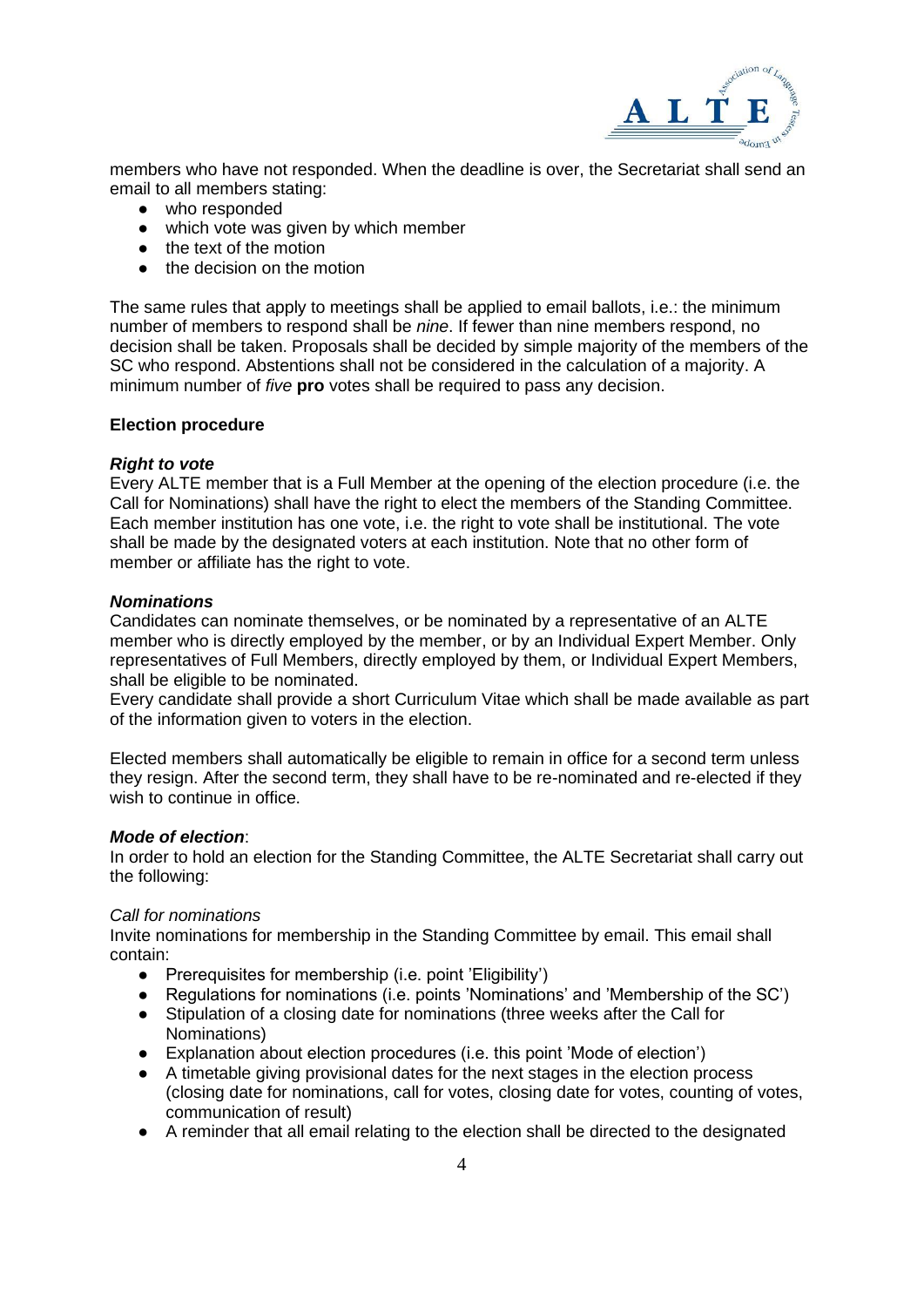members who have not responded. When the deadline is over, the Secretariat shall send an email to all members stating:

- who responded
- which vote was given by which member
- the text of the motion
- the decision on the motion

The same rules that apply to meetings shall be applied to email ballots, i.e.: the minimum number of members to respond shall be *nine*. If fewer than nine members respond, no decision shall be taken. Proposals shall be decided by simple majority of the members of the SC who respond. Abstentions shall not be considered in the calculation of a majority. A minimum number of *five* **pro** votes shall be required to pass any decision.

**Election procedure**

***Right to vote***
Every ALTE member that is a Full Member at the opening of the election procedure (i.e. the Call for Nominations) shall have the right to elect the members of the Standing Committee. Each member institution has one vote, i.e. the right to vote shall be institutional. The vote shall be made by the designated voters at each institution. Note that no other form of member or affiliate has the right to vote.

***Nominations***
Candidates can nominate themselves, or be nominated by a representative of an ALTE member who is directly employed by the member, or by an Individual Expert Member. Only representatives of Full Members, directly employed by them, or Individual Expert Members, shall be eligible to be nominated.
Every candidate shall provide a short Curriculum Vitae which shall be made available as part of the information given to voters in the election.

Elected members shall automatically be eligible to remain in office for a second term unless they resign. After the second term, they shall have to be re-nominated and re-elected if they wish to continue in office.

***Mode of election***:
In order to hold an election for the Standing Committee, the ALTE Secretariat shall carry out the following:

*Call for nominations*
Invite nominations for membership in the Standing Committee by email. This email shall contain:

- Prerequisites for membership (i.e. point 'Eligibility')
- Regulations for nominations (i.e. points 'Nominations' and 'Membership of the SC')
- Stipulation of a closing date for nominations (three weeks after the Call for Nominations)
- Explanation about election procedures (i.e. this point 'Mode of election')
- A timetable giving provisional dates for the next stages in the election process (closing date for nominations, call for votes, closing date for votes, counting of votes, communication of result)
- A reminder that all email relating to the election shall be directed to the designated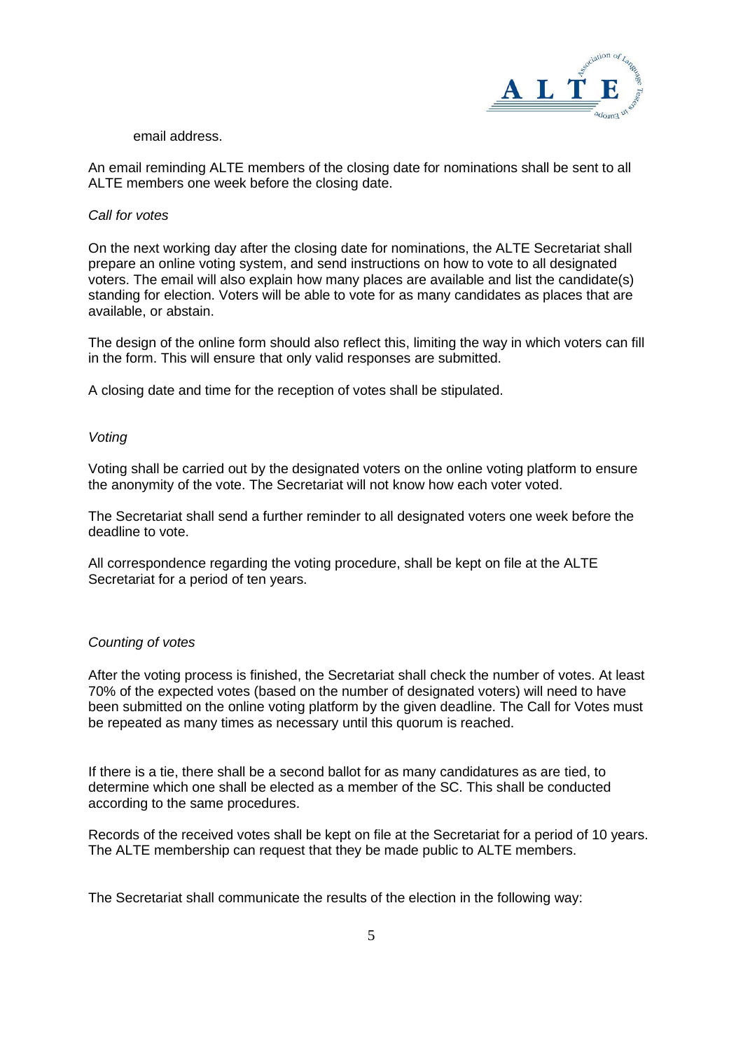email address.

An email reminding ALTE members of the closing date for nominations shall be sent to all ALTE members one week before the closing date.

*Call for votes*

On the next working day after the closing date for nominations, the ALTE Secretariat shall prepare an online voting system, and send instructions on how to vote to all designated voters. The email will also explain how many places are available and list the candidate(s) standing for election. Voters will be able to vote for as many candidates as places that are available, or abstain.

The design of the online form should also reflect this, limiting the way in which voters can fill in the form. This will ensure that only valid responses are submitted.

A closing date and time for the reception of votes shall be stipulated.

*Voting*

Voting shall be carried out by the designated voters on the online voting platform to ensure the anonymity of the vote. The Secretariat will not know how each voter voted.

The Secretariat shall send a further reminder to all designated voters one week before the deadline to vote.

All correspondence regarding the voting procedure, shall be kept on file at the ALTE Secretariat for a period of ten years.

*Counting of votes*

After the voting process is finished, the Secretariat shall check the number of votes. At least 70% of the expected votes (based on the number of designated voters) will need to have been submitted on the online voting platform by the given deadline. The Call for Votes must be repeated as many times as necessary until this quorum is reached.

If there is a tie, there shall be a second ballot for as many candidatures as are tied, to determine which one shall be elected as a member of the SC. This shall be conducted according to the same procedures.

Records of the received votes shall be kept on file at the Secretariat for a period of 10 years. The ALTE membership can request that they be made public to ALTE members.

The Secretariat shall communicate the results of the election in the following way: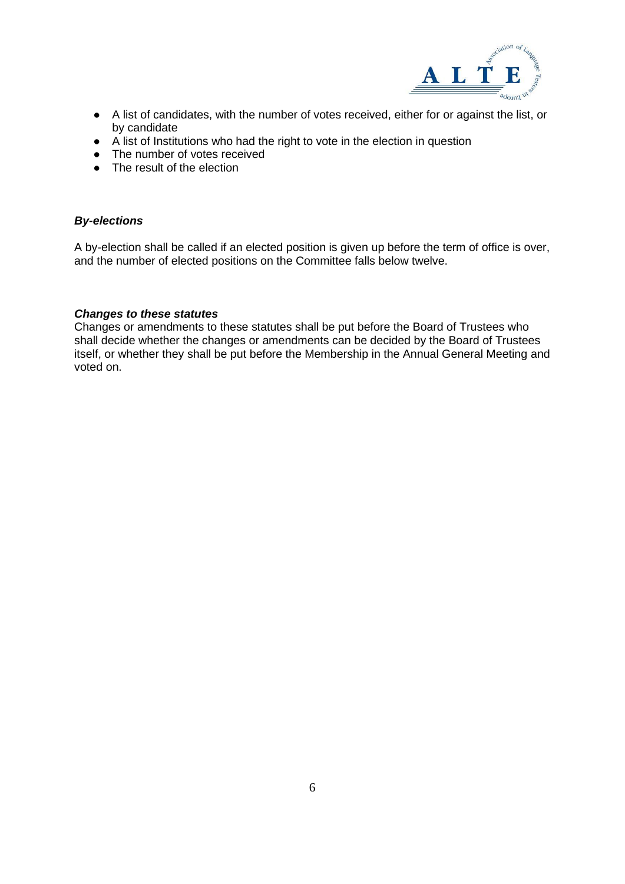- A list of candidates, with the number of votes received, either for or against the list, or by candidate
- A list of Institutions who had the right to vote in the election in question
- The number of votes received
- The result of the election

***By-elections***

A by-election shall be called if an elected position is given up before the term of office is over, and the number of elected positions on the Committee falls below twelve.

***Changes to these statutes***

Changes or amendments to these statutes shall be put before the Board of Trustees who shall decide whether the changes or amendments can be decided by the Board of Trustees itself, or whether they shall be put before the Membership in the Annual General Meeting and voted on.